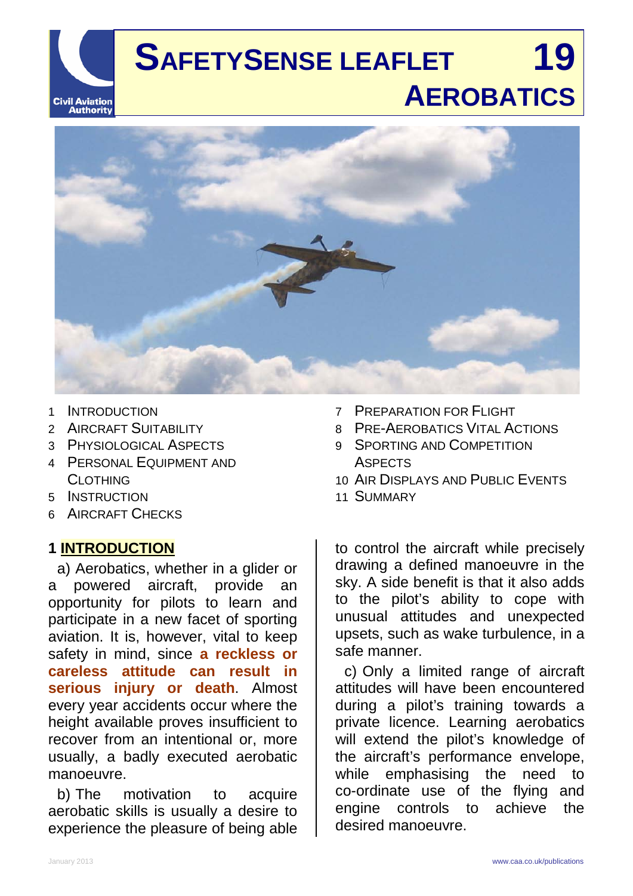# SAFETYSENSE LEAFLET 19

# AEROBATICS

1. INTRODUCTION
2. AIRCRAFT SUITABILITY
3. PHYSIOLOGICAL ASPECTS
4. PERSONAL EQUIPMENT AND CLOTHING
5. INSTRUCTION
6. AIRCRAFT CHECKS
7. PREPARATION FOR FLIGHT
8. PRE-AEROBATICS VITAL ACTIONS
9. SPORTING AND COMPETITION ASPECTS
10. AIR DISPLAYS AND PUBLIC EVENTS
11. SUMMARY

## 1 INTRODUCTION

a) Aerobatics, whether in a glider or a powered aircraft, provide an opportunity for pilots to learn and participate in a new facet of sporting aviation. It is, however, vital to keep safety in mind, since **a reckless or careless attitude can result in serious injury or death**. Almost every year accidents occur where the height available proves insufficient to recover from an intentional or, more usually, a badly executed aerobatic manoeuvre.

b) The motivation to acquire aerobatic skills is usually a desire to experience the pleasure of being able to control the aircraft while precisely drawing a defined manoeuvre in the sky. A side benefit is that it also adds to the pilot's ability to cope with unusual attitudes and unexpected upsets, such as wake turbulence, in a safe manner.

c) Only a limited range of aircraft attitudes will have been encountered during a pilot's training towards a private licence. Learning aerobatics will extend the pilot's knowledge of the aircraft's performance envelope, while emphasising the need to co-ordinate use of the flying and engine controls to achieve the desired manoeuvre.

January 2013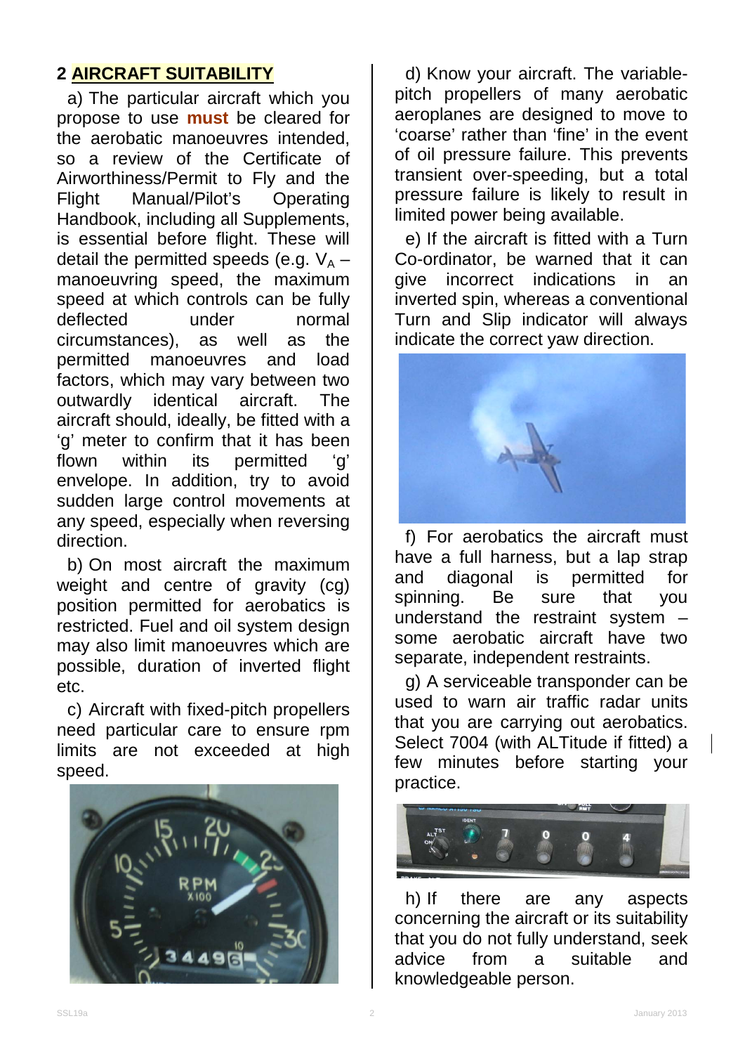## 2 AIRCRAFT SUITABILITY

a) The particular aircraft which you propose to use **must** be cleared for the aerobatic manoeuvres intended, so a review of the Certificate of Airworthiness/Permit to Fly and the Flight Manual/Pilot's Operating Handbook, including all Supplements, is essential before flight. These will detail the permitted speeds (e.g. $V_A$ – manoeuvring speed, the maximum speed at which controls can be fully deflected under normal circumstances), as well as the permitted manoeuvres and load factors, which may vary between two outwardly identical aircraft. The aircraft should, ideally, be fitted with a 'g' meter to confirm that it has been flown within its permitted 'g' envelope. In addition, try to avoid sudden large control movements at any speed, especially when reversing direction.

b) On most aircraft the maximum weight and centre of gravity (cg) position permitted for aerobatics is restricted. Fuel and oil system design may also limit manoeuvres which are possible, duration of inverted flight etc.

c) Aircraft with fixed-pitch propellers need particular care to ensure rpm limits are not exceeded at high speed.

d) Know your aircraft. The variable-pitch propellers of many aerobatic aeroplanes are designed to move to 'coarse' rather than 'fine' in the event of oil pressure failure. This prevents transient over-speeding, but a total pressure failure is likely to result in limited power being available.

e) If the aircraft is fitted with a Turn Co-ordinator, be warned that it can give incorrect indications in an inverted spin, whereas a conventional Turn and Slip indicator will always indicate the correct yaw direction.

f) For aerobatics the aircraft must have a full harness, but a lap strap and diagonal is permitted for spinning. Be sure that you understand the restraint system – some aerobatic aircraft have two separate, independent restraints.

g) A serviceable transponder can be used to warn air traffic radar units that you are carrying out aerobatics. Select 7004 (with ALTitude if fitted) a few minutes before starting your practice.

h) If there are any aspects concerning the aircraft or its suitability that you do not fully understand, seek advice from a suitable and knowledgeable person.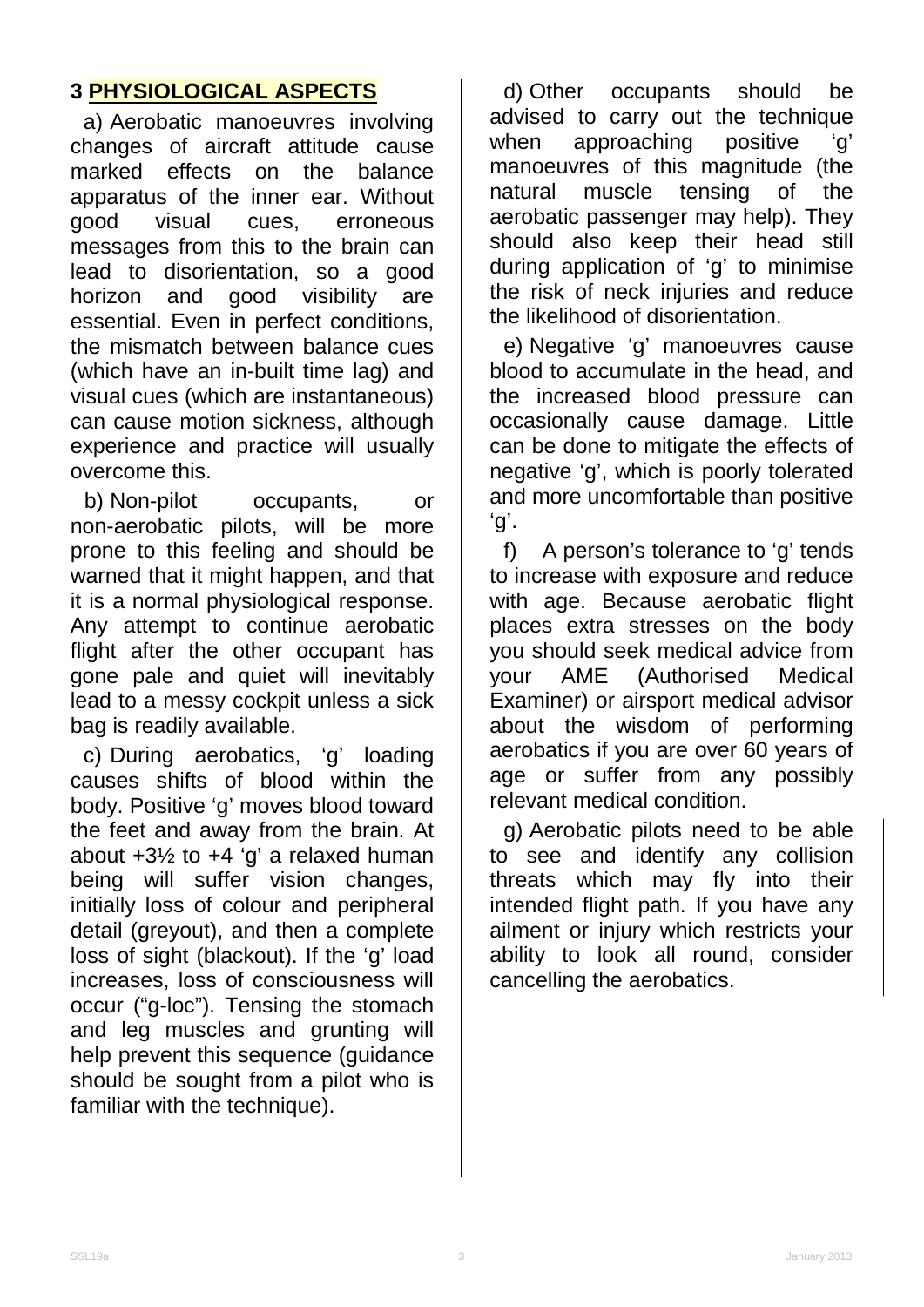## 3 PHYSIOLOGICAL ASPECTS

a) Aerobatic manoeuvres involving changes of aircraft attitude cause marked effects on the balance apparatus of the inner ear. Without good visual cues, erroneous messages from this to the brain can lead to disorientation, so a good horizon and good visibility are essential. Even in perfect conditions, the mismatch between balance cues (which have an in-built time lag) and visual cues (which are instantaneous) can cause motion sickness, although experience and practice will usually overcome this.

b) Non-pilot occupants, or non-aerobatic pilots, will be more prone to this feeling and should be warned that it might happen, and that it is a normal physiological response. Any attempt to continue aerobatic flight after the other occupant has gone pale and quiet will inevitably lead to a messy cockpit unless a sick bag is readily available.

c) During aerobatics, 'g' loading causes shifts of blood within the body. Positive 'g' moves blood toward the feet and away from the brain. At about +3½ to +4 'g' a relaxed human being will suffer vision changes, initially loss of colour and peripheral detail (greyout), and then a complete loss of sight (blackout). If the 'g' load increases, loss of consciousness will occur ("g-loc"). Tensing the stomach and leg muscles and grunting will help prevent this sequence (guidance should be sought from a pilot who is familiar with the technique).

d) Other occupants should be advised to carry out the technique when approaching positive 'g' manoeuvres of this magnitude (the natural muscle tensing of the aerobatic passenger may help). They should also keep their head still during application of 'g' to minimise the risk of neck injuries and reduce the likelihood of disorientation.

e) Negative 'g' manoeuvres cause blood to accumulate in the head, and the increased blood pressure can occasionally cause damage. Little can be done to mitigate the effects of negative 'g', which is poorly tolerated and more uncomfortable than positive 'g'.

f) A person's tolerance to 'g' tends to increase with exposure and reduce with age. Because aerobatic flight places extra stresses on the body you should seek medical advice from your AME (Authorised Medical Examiner) or airsport medical advisor about the wisdom of performing aerobatics if you are over 60 years of age or suffer from any possibly relevant medical condition.

g) Aerobatic pilots need to be able to see and identify any collision threats which may fly into their intended flight path. If you have any ailment or injury which restricts your ability to look all round, consider cancelling the aerobatics.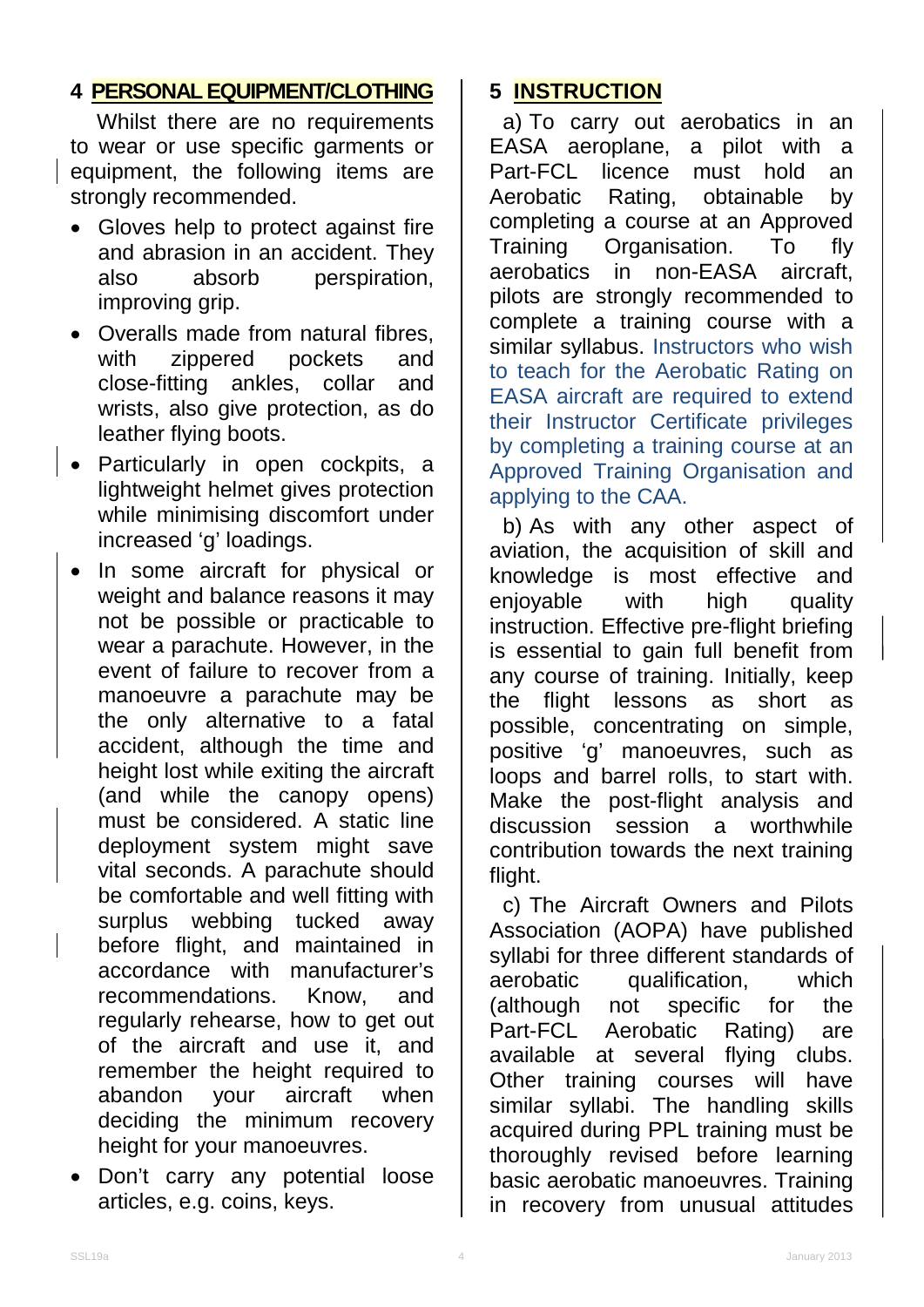## 4 PERSONAL EQUIPMENT/CLOTHING

Whilst there are no requirements to wear or use specific garments or equipment, the following items are strongly recommended.

- Gloves help to protect against fire and abrasion in an accident. They also absorb perspiration, improving grip.
- Overalls made from natural fibres, with zippered pockets and close-fitting ankles, collar and wrists, also give protection, as do leather flying boots.
- Particularly in open cockpits, a lightweight helmet gives protection while minimising discomfort under increased 'g' loadings.
- In some aircraft for physical or weight and balance reasons it may not be possible or practicable to wear a parachute. However, in the event of failure to recover from a manoeuvre a parachute may be the only alternative to a fatal accident, although the time and height lost while exiting the aircraft (and while the canopy opens) must be considered. A static line deployment system might save vital seconds. A parachute should be comfortable and well fitting with surplus webbing tucked away before flight, and maintained in accordance with manufacturer's recommendations. Know, and regularly rehearse, how to get out of the aircraft and use it, and remember the height required to abandon your aircraft when deciding the minimum recovery height for your manoeuvres.
- Don't carry any potential loose articles, e.g. coins, keys.

## 5 INSTRUCTION

a) To carry out aerobatics in an EASA aeroplane, a pilot with a Part-FCL licence must hold an Aerobatic Rating, obtainable by completing a course at an Approved Training Organisation. To fly aerobatics in non-EASA aircraft, pilots are strongly recommended to complete a training course with a similar syllabus. Instructors who wish to teach for the Aerobatic Rating on EASA aircraft are required to extend their Instructor Certificate privileges by completing a training course at an Approved Training Organisation and applying to the CAA.

b) As with any other aspect of aviation, the acquisition of skill and knowledge is most effective and enjoyable with high quality instruction. Effective pre-flight briefing is essential to gain full benefit from any course of training. Initially, keep the flight lessons as short as possible, concentrating on simple, positive 'g' manoeuvres, such as loops and barrel rolls, to start with. Make the post-flight analysis and discussion session a worthwhile contribution towards the next training flight.

c) The Aircraft Owners and Pilots Association (AOPA) have published syllabi for three different standards of aerobatic qualification, which (although not specific for the Part-FCL Aerobatic Rating) are available at several flying clubs. Other training courses will have similar syllabi. The handling skills acquired during PPL training must be thoroughly revised before learning basic aerobatic manoeuvres. Training in recovery from unusual attitudes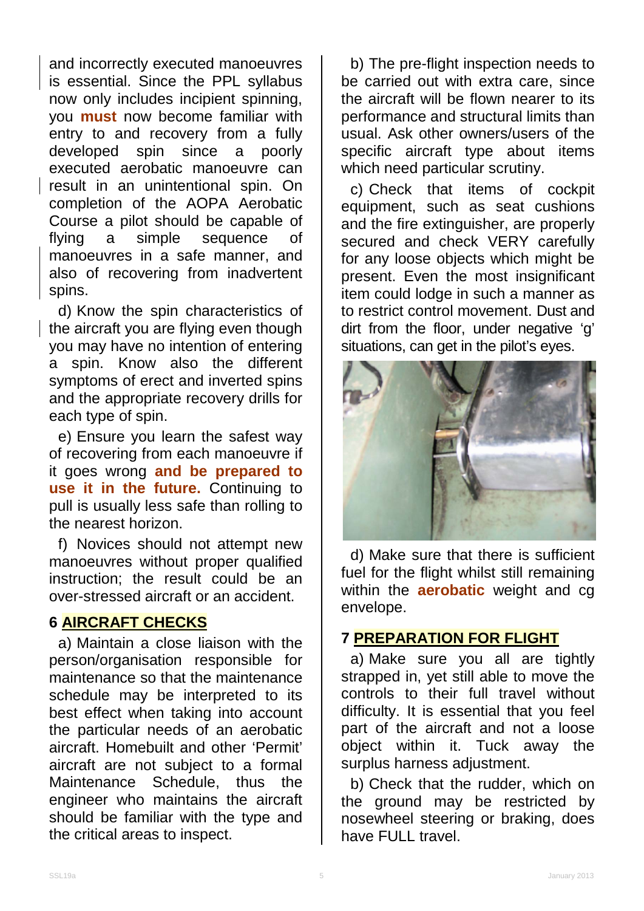and incorrectly executed manoeuvres is essential. Since the PPL syllabus now only includes incipient spinning, you **must** now become familiar with entry to and recovery from a fully developed spin since a poorly executed aerobatic manoeuvre can result in an unintentional spin. On completion of the AOPA Aerobatic Course a pilot should be capable of flying a simple sequence of manoeuvres in a safe manner, and also of recovering from inadvertent spins.

d) Know the spin characteristics of the aircraft you are flying even though you may have no intention of entering a spin. Know also the different symptoms of erect and inverted spins and the appropriate recovery drills for each type of spin.

e) Ensure you learn the safest way of recovering from each manoeuvre if it goes wrong **and be prepared to use it in the future.** Continuing to pull is usually less safe than rolling to the nearest horizon.

f) Novices should not attempt new manoeuvres without proper qualified instruction; the result could be an over-stressed aircraft or an accident.

## 6 AIRCRAFT CHECKS

a) Maintain a close liaison with the person/organisation responsible for maintenance so that the maintenance schedule may be interpreted to its best effect when taking into account the particular needs of an aerobatic aircraft. Homebuilt and other 'Permit' aircraft are not subject to a formal Maintenance Schedule, thus the engineer who maintains the aircraft should be familiar with the type and the critical areas to inspect.

b) The pre-flight inspection needs to be carried out with extra care, since the aircraft will be flown nearer to its performance and structural limits than usual. Ask other owners/users of the specific aircraft type about items which need particular scrutiny.

c) Check that items of cockpit equipment, such as seat cushions and the fire extinguisher, are properly secured and check VERY carefully for any loose objects which might be present. Even the most insignificant item could lodge in such a manner as to restrict control movement. Dust and dirt from the floor, under negative 'g' situations, can get in the pilot's eyes.

d) Make sure that there is sufficient fuel for the flight whilst still remaining within the **aerobatic** weight and cg envelope.

## 7 PREPARATION FOR FLIGHT

a) Make sure you all are tightly strapped in, yet still able to move the controls to their full travel without difficulty. It is essential that you feel part of the aircraft and not a loose object within it. Tuck away the surplus harness adjustment.

b) Check that the rudder, which on the ground may be restricted by nosewheel steering or braking, does have FULL travel.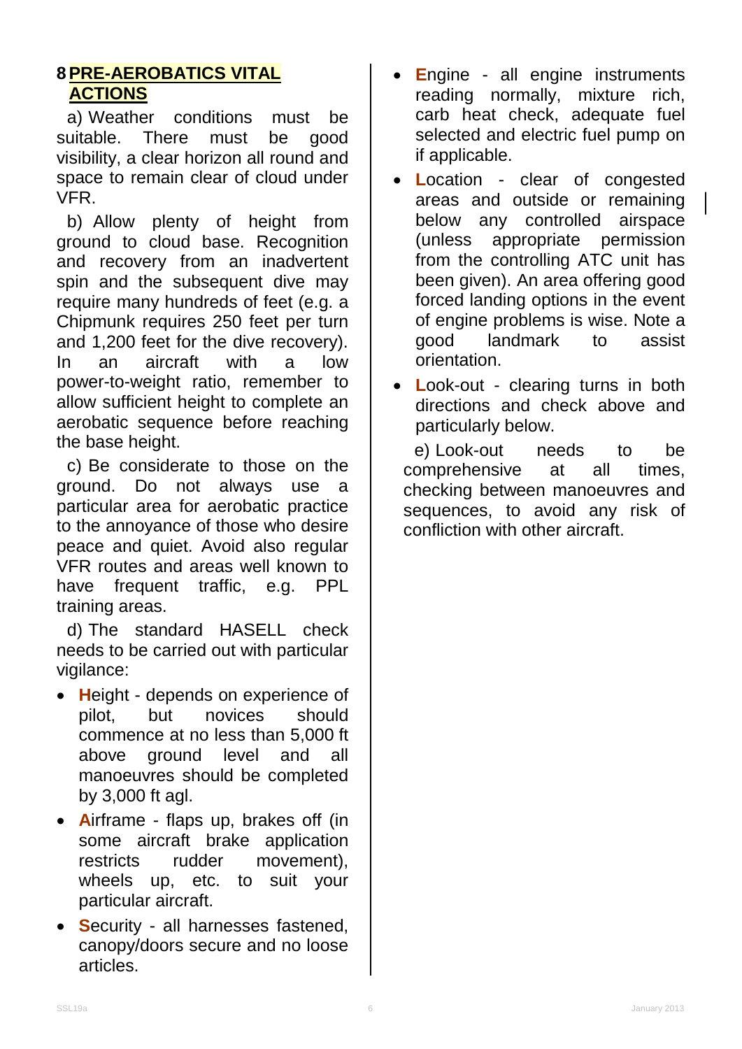## 8 PRE-AEROBATICS VITAL ACTIONS

a) Weather conditions must be suitable. There must be good visibility, a clear horizon all round and space to remain clear of cloud under VFR.

b) Allow plenty of height from ground to cloud base. Recognition and recovery from an inadvertent spin and the subsequent dive may require many hundreds of feet (e.g. a Chipmunk requires 250 feet per turn and 1,200 feet for the dive recovery). In an aircraft with a low power-to-weight ratio, remember to allow sufficient height to complete an aerobatic sequence before reaching the base height.

c) Be considerate to those on the ground. Do not always use a particular area for aerobatic practice to the annoyance of those who desire peace and quiet. Avoid also regular VFR routes and areas well known to have frequent traffic, e.g. PPL training areas.

d) The standard HASELL check needs to be carried out with particular vigilance:

- **H**eight - depends on experience of pilot, but novices should commence at no less than 5,000 ft above ground level and all manoeuvres should be completed by 3,000 ft agl.
- **A**irframe - flaps up, brakes off (in some aircraft brake application restricts rudder movement), wheels up, etc. to suit your particular aircraft.
- **S**ecurity - all harnesses fastened, canopy/doors secure and no loose articles.
- **E**ngine - all engine instruments reading normally, mixture rich, carb heat check, adequate fuel selected and electric fuel pump on if applicable.
- **L**ocation - clear of congested areas and outside or remaining below any controlled airspace (unless appropriate permission from the controlling ATC unit has been given). An area offering good forced landing options in the event of engine problems is wise. Note a good landmark to assist orientation.
- **L**ook-out - clearing turns in both directions and check above and particularly below.

e) Look-out needs to be comprehensive at all times, checking between manoeuvres and sequences, to avoid any risk of confliction with other aircraft.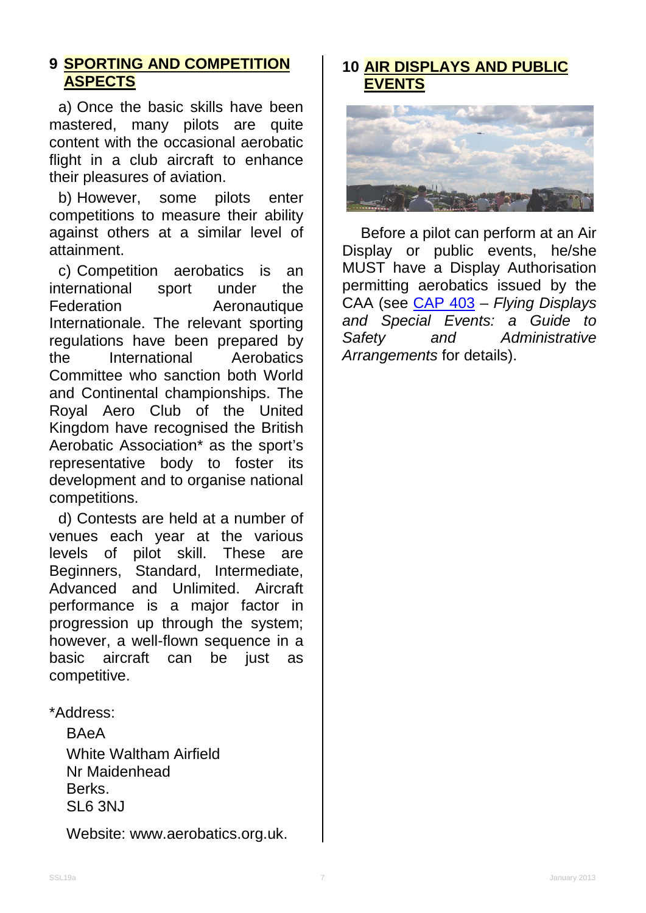## 9 SPORTING AND COMPETITION ASPECTS

a) Once the basic skills have been mastered, many pilots are quite content with the occasional aerobatic flight in a club aircraft to enhance their pleasures of aviation.

b) However, some pilots enter competitions to measure their ability against others at a similar level of attainment.

c) Competition aerobatics is an international sport under the Federation Aeronautique Internationale. The relevant sporting regulations have been prepared by the International Aerobatics Committee who sanction both World and Continental championships. The Royal Aero Club of the United Kingdom have recognised the British Aerobatic Association* as the sport's representative body to foster its development and to organise national competitions.

d) Contests are held at a number of venues each year at the various levels of pilot skill. These are Beginners, Standard, Intermediate, Advanced and Unlimited. Aircraft performance is a major factor in progression up through the system; however, a well-flown sequence in a basic aircraft can be just as competitive.

*Address:

BAeA
White Waltham Airfield
Nr Maidenhead
Berks.
SL6 3NJ

Website: www.aerobatics.org.uk.

## 10 AIR DISPLAYS AND PUBLIC EVENTS

Before a pilot can perform at an Air Display or public events, he/she MUST have a Display Authorisation permitting aerobatics issued by the CAA (see CAP 403 – *Flying Displays and Special Events: a Guide to Safety and Administrative Arrangements* for details).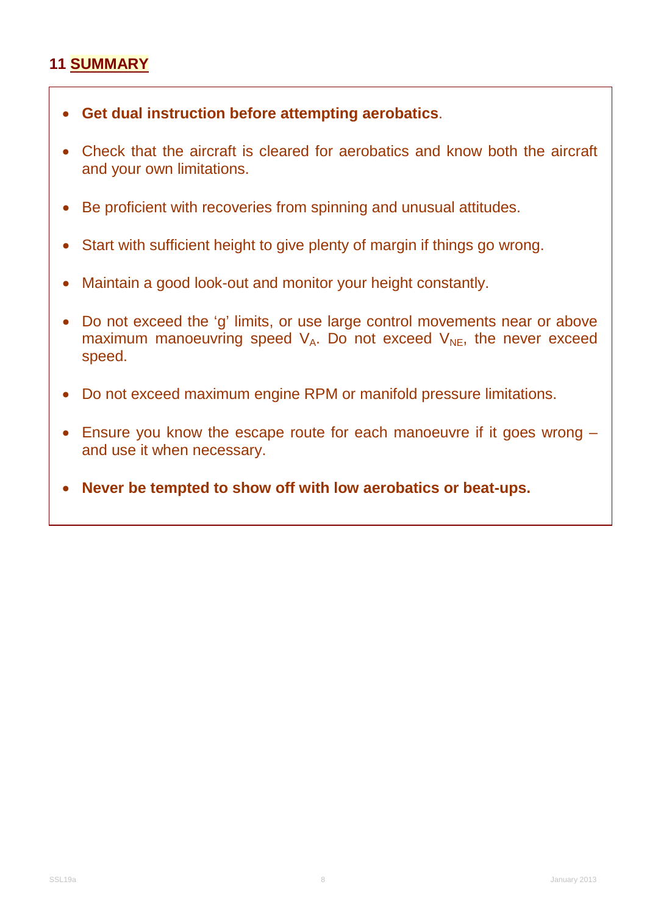## 11 SUMMARY

- **Get dual instruction before attempting aerobatics**.
- Check that the aircraft is cleared for aerobatics and know both the aircraft and your own limitations.
- Be proficient with recoveries from spinning and unusual attitudes.
- Start with sufficient height to give plenty of margin if things go wrong.
- Maintain a good look-out and monitor your height constantly.
- Do not exceed the 'g' limits, or use large control movements near or above maximum manoeuvring speed $V_A$. Do not exceed $V_{NE}$, the never exceed speed.
- Do not exceed maximum engine RPM or manifold pressure limitations.
- Ensure you know the escape route for each manoeuvre if it goes wrong – and use it when necessary.
- **Never be tempted to show off with low aerobatics or beat-ups.**